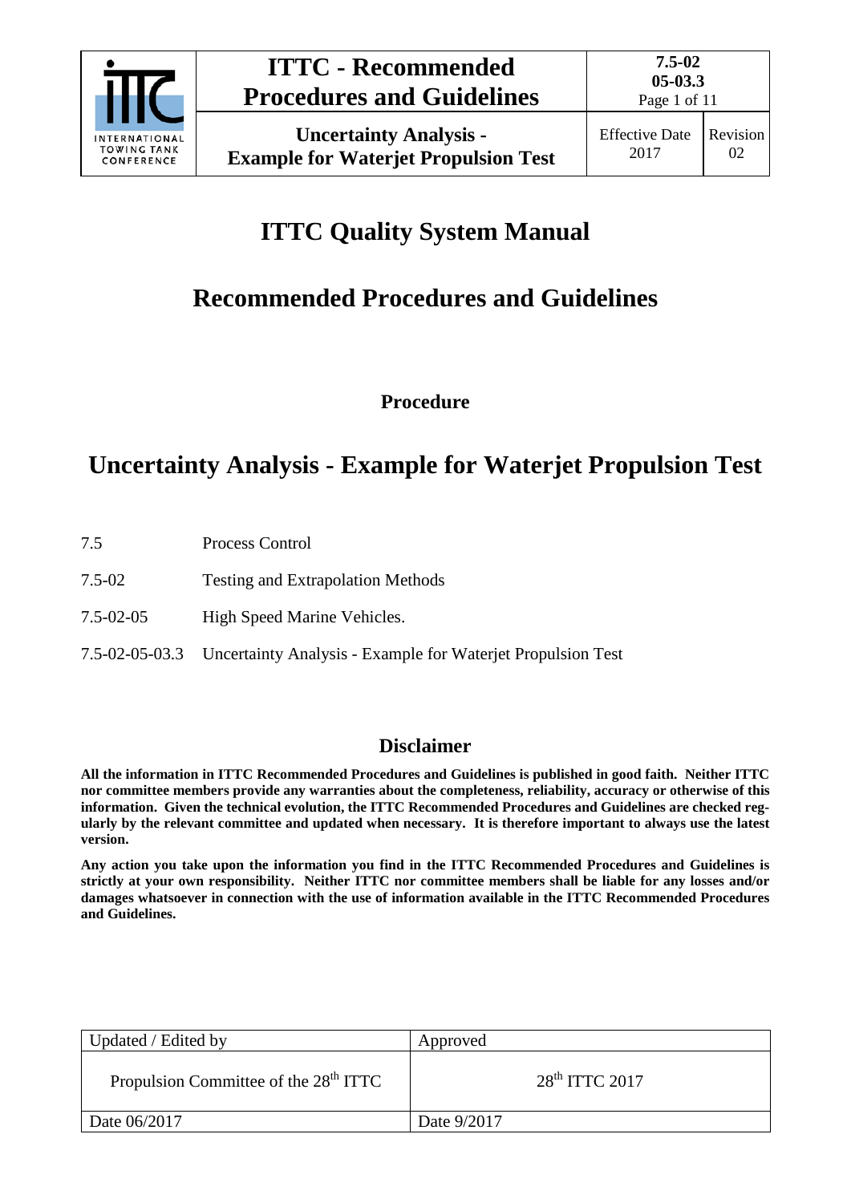# ITTC Quality System Manual

## Recommended Procedures and Guidelines

### Procedure

# Uncertainty Analysis - Example for Waterjet Propulsion Test

| | |
|---|---|
| 7.5 | Process Control |
| 7.5-02 | Testing and Extrapolation Methods |
| 7.5-02-05 | High Speed Marine Vehicles. |
| 7.5-02-05-03.3 | Uncertainty Analysis - Example for Waterjet Propulsion Test |

## Disclaimer

**All the information in ITTC Recommended Procedures and Guidelines is published in good faith. Neither ITTC nor committee members provide any warranties about the completeness, reliability, accuracy or otherwise of this information. Given the technical evolution, the ITTC Recommended Procedures and Guidelines are checked regularly by the relevant committee and updated when necessary. It is therefore important to always use the latest version.**

**Any action you take upon the information you find in the ITTC Recommended Procedures and Guidelines is strictly at your own responsibility. Neither ITTC nor committee members shall be liable for any losses and/or damages whatsoever in connection with the use of information available in the ITTC Recommended Procedures and Guidelines.**

| Updated / Edited by | Approved |
|---|---|
| Propulsion Committee of the 28th ITTC | 28th ITTC 2017 |
| Date 06/2017 | Date 9/2017 |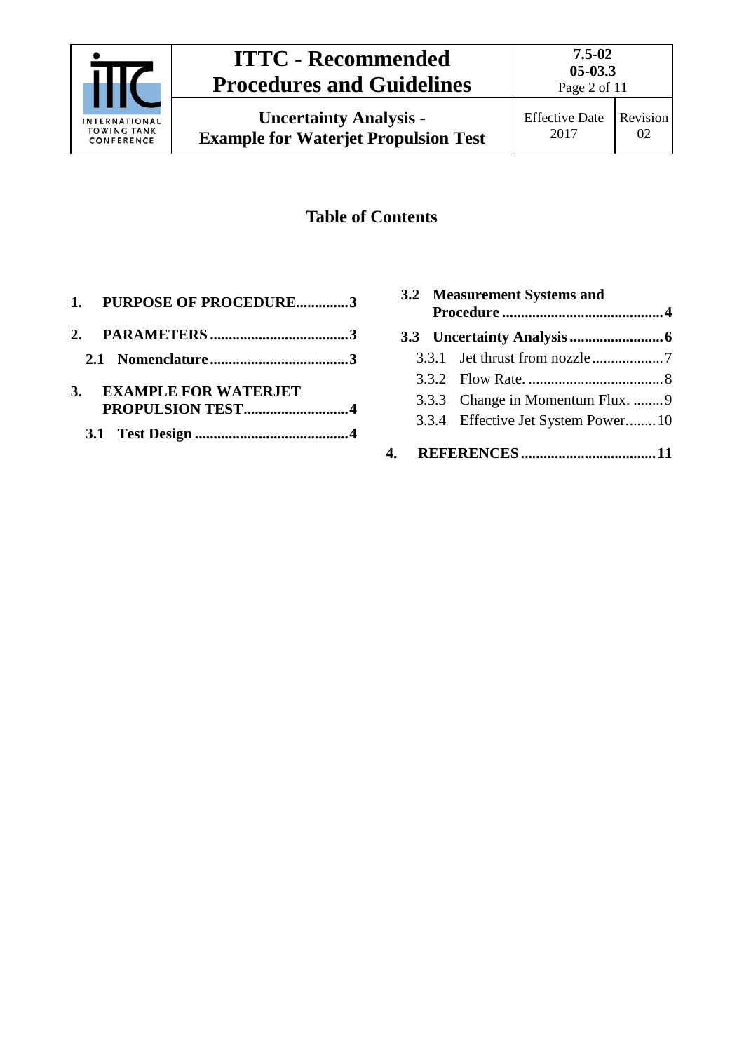## Table of Contents

**1. PURPOSE OF PROCEDURE .............. 3**

**2. PARAMETERS ..................................... 3**

- **2.1 Nomenclature ..................................... 3**

**3. EXAMPLE FOR WATERJET PROPULSION TEST ............................ 4**

- **3.1 Test Design ......................................... 4**
- **3.2 Measurement Systems and Procedure ........................................... 4**
- **3.3 Uncertainty Analysis ......................... 6**
  - 3.3.1 Jet thrust from nozzle ................... 7
  - 3.3.2 Flow Rate. .................................... 8
  - 3.3.3 Change in Momentum Flux. ........ 9
  - 3.3.4 Effective Jet System Power........ 10

**4. REFERENCES .................................... 11**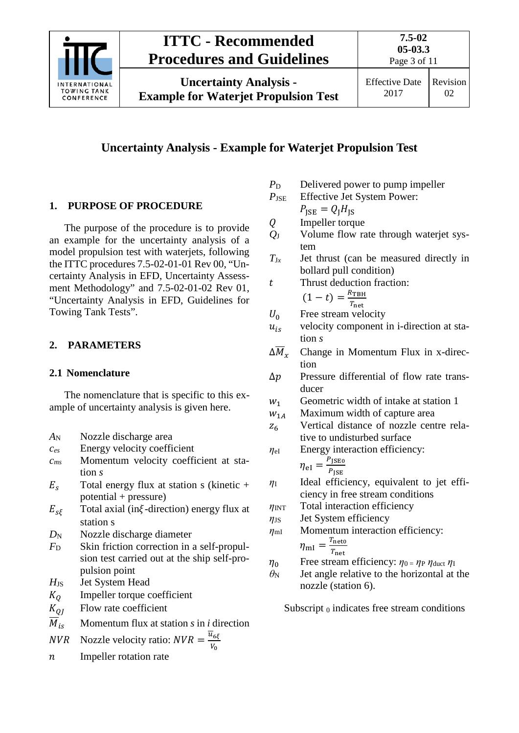# Uncertainty Analysis - Example for Waterjet Propulsion Test

## 1. PURPOSE OF PROCEDURE

The purpose of the procedure is to provide an example for the uncertainty analysis of a model propulsion test with waterjets, following the ITTC procedures 7.5-02-01-01 Rev 00, "Uncertainty Analysis in EFD, Uncertainty Assessment Methodology" and 7.5-02-01-02 Rev 01, "Uncertainty Analysis in EFD, Guidelines for Towing Tank Tests".

## 2. PARAMETERS

### 2.1 Nomenclature

The nomenclature that is specific to this example of uncertainty analysis is given here.

- $A_N$ Nozzle discharge area
- $c_{es}$ Energy velocity coefficient
- $c_{ms}$ Momentum velocity coefficient at station *s*
- $E_s$ Total energy flux at station s (kinetic + potential + pressure)
- $E_{s\xi}$ Total axial (in $\xi$-direction) energy flux at station s
- $D_N$ Nozzle discharge diameter
- $F_D$ Skin friction correction in a self-propulsion test carried out at the ship self-propulsion point
- $H_{JS}$ Jet System Head
- $K_Q$ Impeller torque coefficient
- $K_{QJ}$ Flow rate coefficient
- $\overline{M}_{is}$ Momentum flux at station *s* in *i* direction
- $NVR$ Nozzle velocity ratio: $NVR = \frac{\overline{u}_{6\xi}}{V_0}$
- $n$ Impeller rotation rate
- $P_D$ Delivered power to pump impeller
- $P_{JSE}$ Effective Jet System Power: $P_{JSE} = Q_J H_{JS}$
- $Q$ Impeller torque
- $Q_J$ Volume flow rate through waterjet system
- $T_{Jx}$ Jet thrust (can be measured directly in bollard pull condition)
- $t$ Thrust deduction fraction: $(1-t) = \frac{R_{TBH}}{T_{net}}$
- $U_0$ Free stream velocity
- $u_{is}$ velocity component in i-direction at station *s*
- $\Delta\overline{M}_x$ Change in Momentum Flux in x-direction
- $\Delta p$ Pressure differential of flow rate transducer
- $w_1$ Geometric width of intake at station 1
- $w_{1A}$ Maximum width of capture area
- $z_6$ Vertical distance of nozzle centre relative to undisturbed surface
- $\eta_{eI}$ Energy interaction efficiency: $\eta_{eI} = \frac{P_{JSE0}}{P_{JSE}}$
- $\eta_I$ Ideal efficiency, equivalent to jet efficiency in free stream conditions
- $\eta_{INT}$ Total interaction efficiency
- $\eta_{JS}$ Jet System efficiency
- $\eta_{mI}$ Momentum interaction efficiency: $\eta_{mI} = \frac{T_{net0}}{T_{net}}$
- $\eta_0$ Free stream efficiency: $\eta_0 = \eta_P\,\eta_{duct}\,\eta_I$
- $\theta_N$ Jet angle relative to the horizontal at the nozzle (station 6).

Subscript $_0$ indicates free stream conditions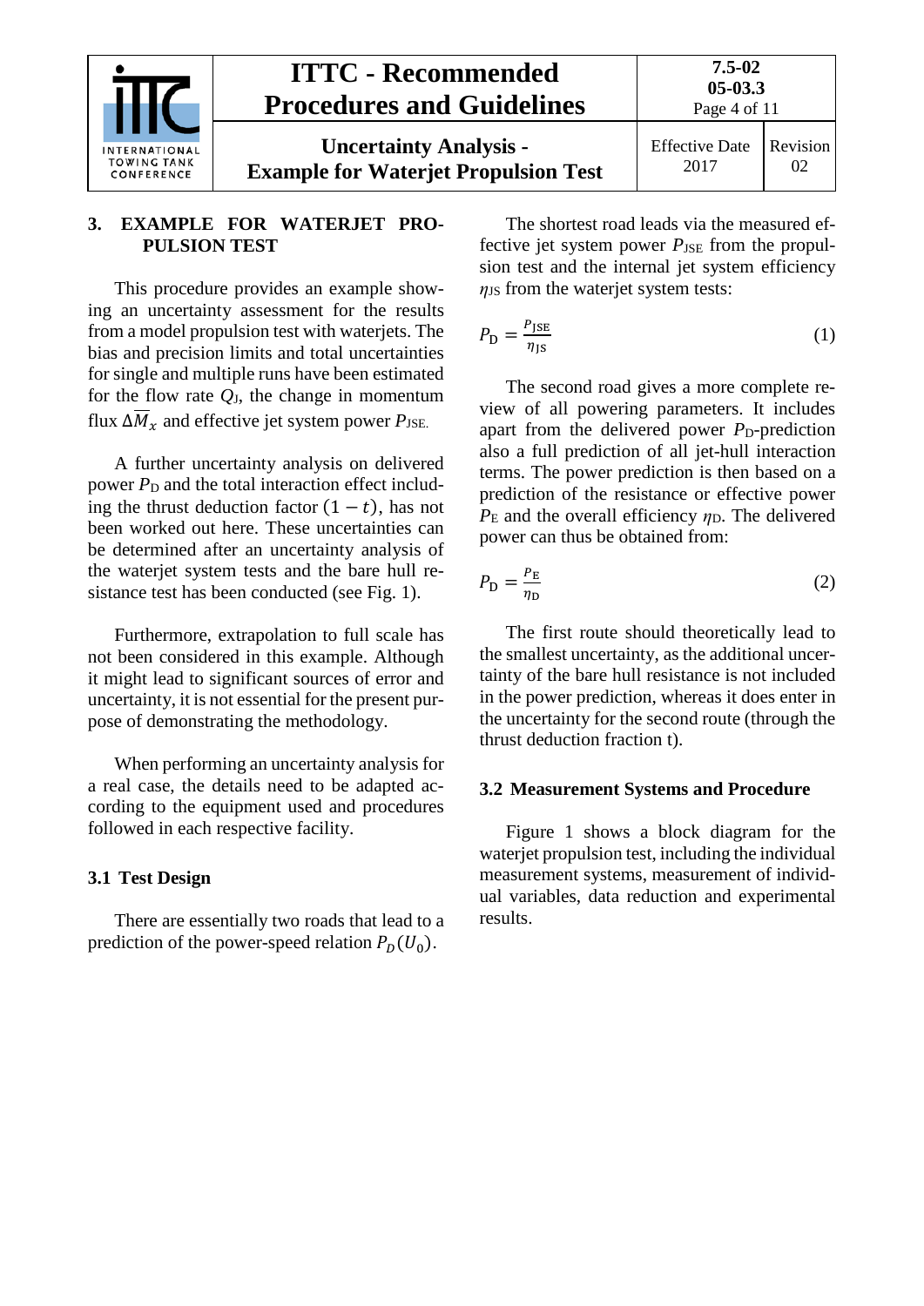## 3. EXAMPLE FOR WATERJET PROPULSION TEST

This procedure provides an example showing an uncertainty assessment for the results from a model propulsion test with waterjets. The bias and precision limits and total uncertainties for single and multiple runs have been estimated for the flow rate $Q_J$, the change in momentum flux $\Delta\overline{M}_x$ and effective jet system power $P_{JSE}$.

A further uncertainty analysis on delivered power $P_D$ and the total interaction effect including the thrust deduction factor $(1-t)$, has not been worked out here. These uncertainties can be determined after an uncertainty analysis of the waterjet system tests and the bare hull resistance test has been conducted (see Fig. 1).

Furthermore, extrapolation to full scale has not been considered in this example. Although it might lead to significant sources of error and uncertainty, it is not essential for the present purpose of demonstrating the methodology.

When performing an uncertainty analysis for a real case, the details need to be adapted according to the equipment used and procedures followed in each respective facility.

### 3.1 Test Design

There are essentially two roads that lead to a prediction of the power-speed relation $P_D(U_0)$.

The shortest road leads via the measured effective jet system power $P_{JSE}$ from the propulsion test and the internal jet system efficiency $\eta_{JS}$ from the waterjet system tests:

$$P_D = \frac{P_{JSE}}{\eta_{JS}} \tag{1}$$

The second road gives a more complete review of all powering parameters. It includes apart from the delivered power $P_D$-prediction also a full prediction of all jet-hull interaction terms. The power prediction is then based on a prediction of the resistance or effective power $P_E$ and the overall efficiency $\eta_D$. The delivered power can thus be obtained from:

$$P_D = \frac{P_E}{\eta_D} \tag{2}$$

The first route should theoretically lead to the smallest uncertainty, as the additional uncertainty of the bare hull resistance is not included in the power prediction, whereas it does enter in the uncertainty for the second route (through the thrust deduction fraction t).

### 3.2 Measurement Systems and Procedure

Figure 1 shows a block diagram for the waterjet propulsion test, including the individual measurement systems, measurement of individual variables, data reduction and experimental results.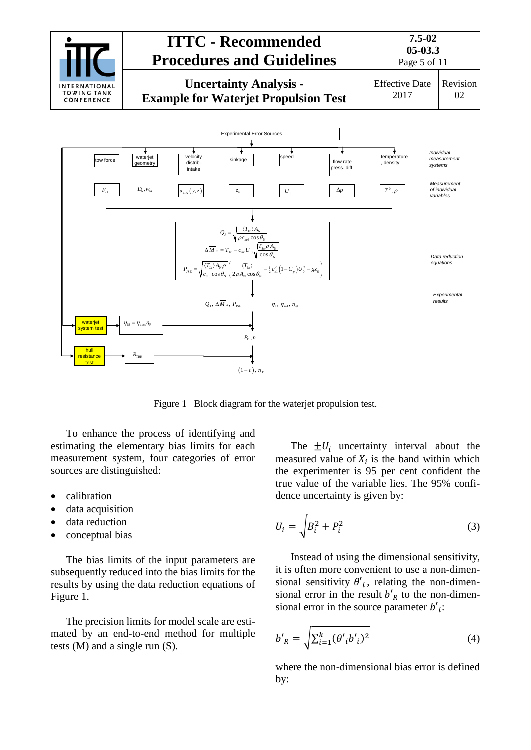Figure 1 Block diagram for the waterjet propulsion test.

To enhance the process of identifying and estimating the elementary bias limits for each measurement system, four categories of error sources are distinguished:

- calibration
- data acquisition
- data reduction
- conceptual bias

The bias limits of the input parameters are subsequently reduced into the bias limits for the results by using the data reduction equations of Figure 1.

The precision limits for model scale are estimated by an end-to-end method for multiple tests (M) and a single run (S).

The $\pm U_i$ uncertainty interval about the measured value of $X_i$ is the band within which the experimenter is 95 per cent confident the true value of the variable lies. The 95% confidence uncertainty is given by:

$$U_i = \sqrt{B_i^2 + P_i^2} \tag{3}$$

Instead of using the dimensional sensitivity, it is often more convenient to use a non-dimensional sensitivity $\theta'_i$, relating the non-dimensional error in the result $b'_R$ to the non-dimensional error in the source parameter $b'_i$:

$$b'_R = \sqrt{\sum_{i=1}^{k} (\theta'_i b'_i)^2} \tag{4}$$

where the non-dimensional bias error is defined by: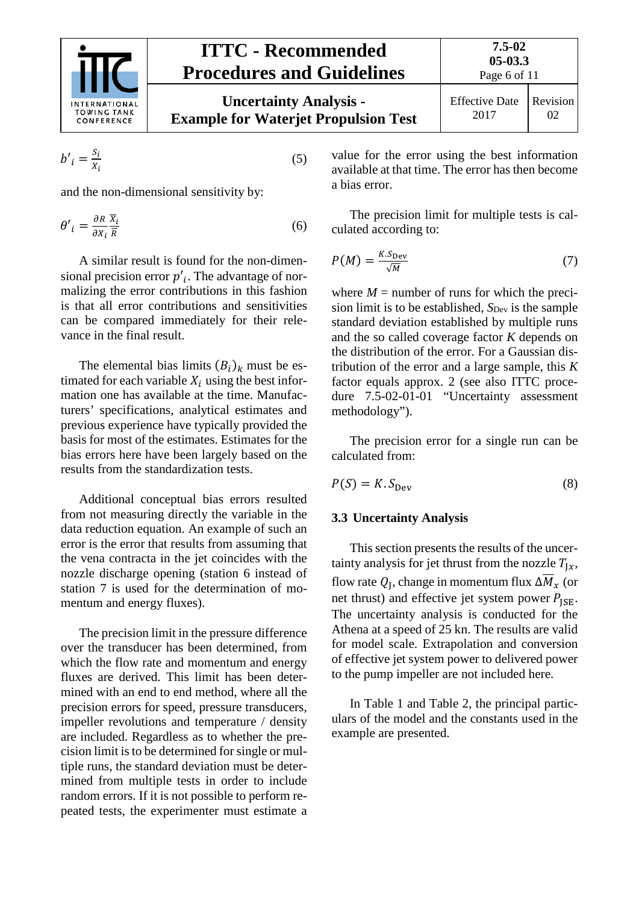$$b'_i = \frac{s_i}{X_i} \tag{5}$$

and the non-dimensional sensitivity by:

$$\theta'_i = \frac{\partial R}{\partial X_i}\frac{\overline{X}_i}{\overline{R}} \tag{6}$$

A similar result is found for the non-dimensional precision error $p'_i$. The advantage of normalizing the error contributions in this fashion is that all error contributions and sensitivities can be compared immediately for their relevance in the final result.

The elemental bias limits $(B_i)_k$ must be estimated for each variable $X_i$ using the best information one has available at the time. Manufacturers' specifications, analytical estimates and previous experience have typically provided the basis for most of the estimates. Estimates for the bias errors here have been largely based on the results from the standardization tests.

Additional conceptual bias errors resulted from not measuring directly the variable in the data reduction equation. An example of such an error is the error that results from assuming that the vena contracta in the jet coincides with the nozzle discharge opening (station 6 instead of station 7 is used for the determination of momentum and energy fluxes).

The precision limit in the pressure difference over the transducer has been determined, from which the flow rate and momentum and energy fluxes are derived. This limit has been determined with an end to end method, where all the precision errors for speed, pressure transducers, impeller revolutions and temperature / density are included. Regardless as to whether the precision limit is to be determined for single or multiple runs, the standard deviation must be determined from multiple tests in order to include random errors. If it is not possible to perform repeated tests, the experimenter must estimate a value for the error using the best information available at that time. The error has then become a bias error.

The precision limit for multiple tests is calculated according to:

$$P(M) = \frac{K.S_{\text{Dev}}}{\sqrt{M}} \tag{7}$$

where $M$ = number of runs for which the precision limit is to be established, $S_{\text{Dev}}$ is the sample standard deviation established by multiple runs and the so called coverage factor $K$ depends on the distribution of the error. For a Gaussian distribution of the error and a large sample, this $K$ factor equals approx. 2 (see also ITTC procedure 7.5-02-01-01 "Uncertainty assessment methodology").

The precision error for a single run can be calculated from:

$$P(S) = K.S_{\text{Dev}} \tag{8}$$

### 3.3 Uncertainty Analysis

This section presents the results of the uncertainty analysis for jet thrust from the nozzle $T_{\text{J}x}$, flow rate $Q_{\text{J}}$, change in momentum flux $\Delta\overline{M}_x$ (or net thrust) and effective jet system power $P_{\text{JSE}}$. The uncertainty analysis is conducted for the Athena at a speed of 25 kn. The results are valid for model scale. Extrapolation and conversion of effective jet system power to delivered power to the pump impeller are not included here.

In Table 1 and Table 2, the principal particulars of the model and the constants used in the example are presented.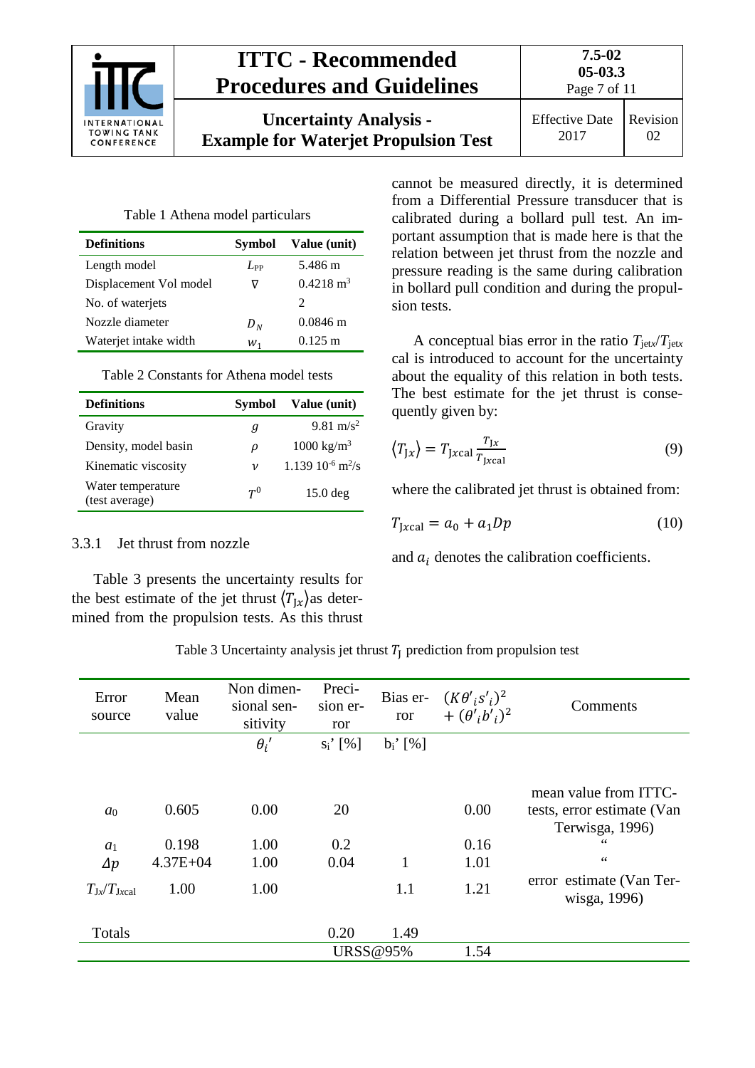Table 1 Athena model particulars

| Definitions | Symbol | Value (unit) |
|---|---|---|
| Length model | $L_{PP}$ | 5.486 m |
| Displacement Vol model | $\nabla$ | 0.4218 m$^3$ |
| No. of waterjets | | 2 |
| Nozzle diameter | $D_N$ | 0.0846 m |
| Waterjet intake width | $w_1$ | 0.125 m |

Table 2 Constants for Athena model tests

| Definitions | Symbol | Value (unit) |
|---|---|---|
| Gravity | $g$ | 9.81 m/s$^2$ |
| Density, model basin | $\rho$ | 1000 kg/m$^3$ |
| Kinematic viscosity | $\nu$ | 1.139 10$^{-6}$ m$^2$/s |
| Water temperature (test average) | $T^0$ | 15.0 deg |

### 3.3.1 Jet thrust from nozzle

Table 3 presents the uncertainty results for the best estimate of the jet thrust $\langle T_{Jx} \rangle$as determined from the propulsion tests. As this thrust cannot be measured directly, it is determined from a Differential Pressure transducer that is calibrated during a bollard pull test. An important assumption that is made here is that the relation between jet thrust from the nozzle and pressure reading is the same during calibration in bollard pull condition and during the propulsion tests.

A conceptual bias error in the ratio $T_{jetx}/T_{jetx\ cal}$ is introduced to account for the uncertainty about the equality of this relation in both tests. The best estimate for the jet thrust is consequently given by:

$$\langle T_{Jx} \rangle = T_{Jxcal} \frac{T_{Jx}}{T_{Jxcal}} \tag{9}$$

where the calibrated jet thrust is obtained from:

$$T_{Jxcal} = a_0 + a_1 Dp \tag{10}$$

and $a_i$ denotes the calibration coefficients.

Table 3 Uncertainty analysis jet thrust $T_J$ prediction from propulsion test

| Error source | Mean value | Non dimensional sensitivity | Precision error | Bias error | $(K\theta'_i s'_i)^2 + (\theta'_i b'_i)^2$ | Comments |
|---|---|---|---|---|---|---|
| | | $\theta_i'$ | $s_i$' [%] | $b_i$' [%] | | |
| $a_0$ | 0.605 | 0.00 | 20 | | 0.00 | mean value from ITTC-tests, error estimate (Van Terwisga, 1996) |
| $a_1$ | 0.198 | 1.00 | 0.2 | | 0.16 | " |
| $\Delta p$ | 4.37E+04 | 1.00 | 0.04 | 1 | 1.01 | " |
| $T_{Jx}/T_{Jxcal}$ | 1.00 | 1.00 | | 1.1 | 1.21 | error estimate (Van Terwisga, 1996) |
| Totals | | | 0.20 | 1.49 | | |
| | | | URSS@95% | | 1.54 | |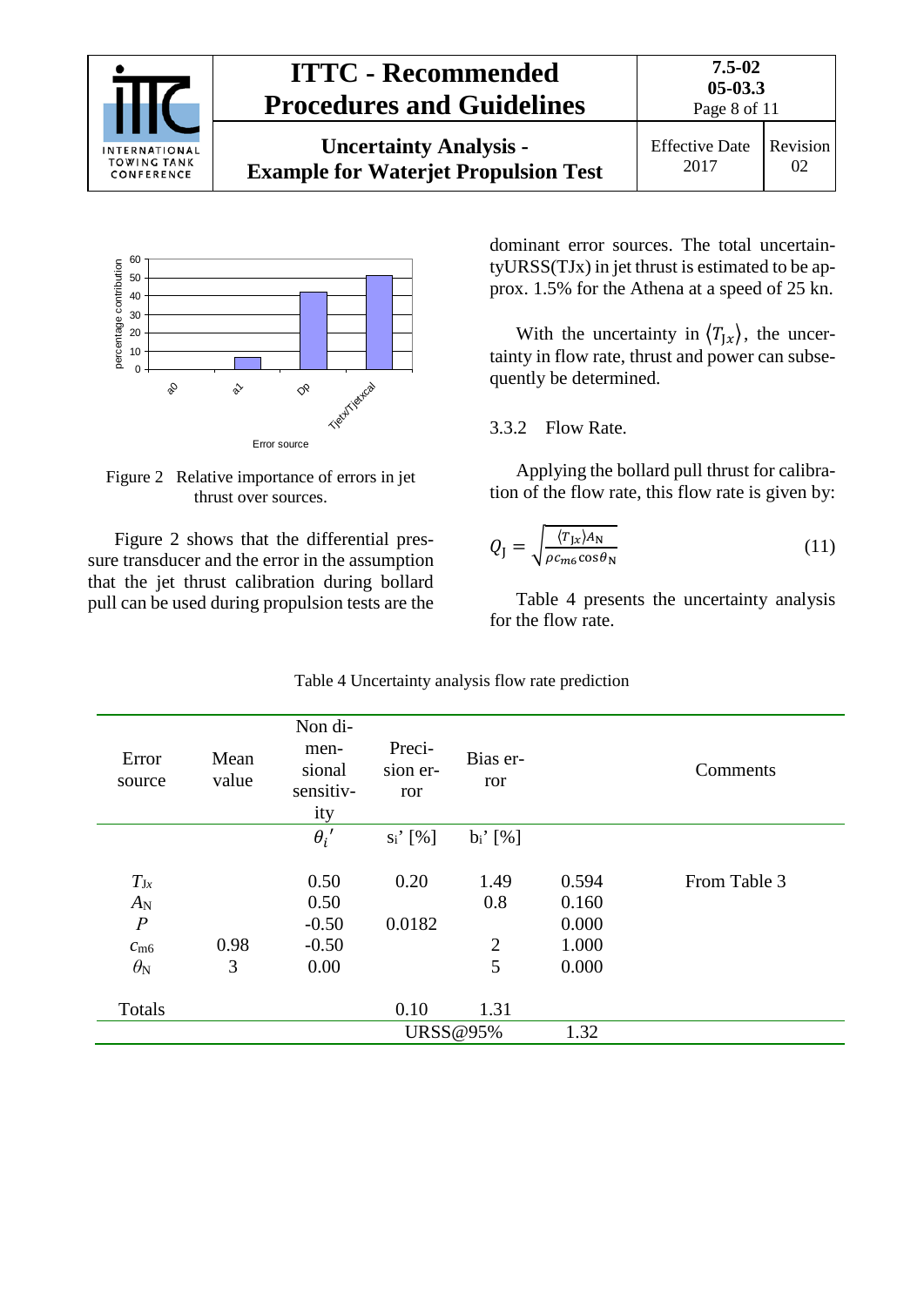Figure 2 Relative importance of errors in jet thrust over sources.

Figure 2 shows that the differential pressure transducer and the error in the assumption that the jet thrust calibration during bollard pull can be used during propulsion tests are the dominant error sources. The total uncertainty URSS(TJx) in jet thrust is estimated to be approx. 1.5% for the Athena at a speed of 25 kn.

With the uncertainty in $\langle T_{Jx} \rangle$, the uncertainty in flow rate, thrust and power can subsequently be determined.

### 3.3.2 Flow Rate.

Applying the bollard pull thrust for calibration of the flow rate, this flow rate is given by:

$$Q_J = \sqrt{\frac{\langle T_{Jx} \rangle A_N}{\rho c_{m6} \cos\theta_N}} \tag{11}$$

Table 4 presents the uncertainty analysis for the flow rate.

Table 4 Uncertainty analysis flow rate prediction

| Error source | Mean value | Non dimensional sensitivity | Precision error | Bias error | | Comments |
|---|---|---|---|---|---|---|
| | | $\theta_i'$ | $s_i$' [%] | $b_i$' [%] | | |
| $T_{Jx}$ | | 0.50 | 0.20 | 1.49 | 0.594 | From Table 3 |
| $A_N$ | | 0.50 | | 0.8 | 0.160 | |
| $P$ | | -0.50 | 0.0182 | | 0.000 | |
| $c_{m6}$ | 0.98 | -0.50 | | 2 | 1.000 | |
| $\theta_N$ | 3 | 0.00 | | 5 | 0.000 | |
| Totals | | | 0.10 | 1.31 | | |
| | | | URSS@95% | | 1.32 | |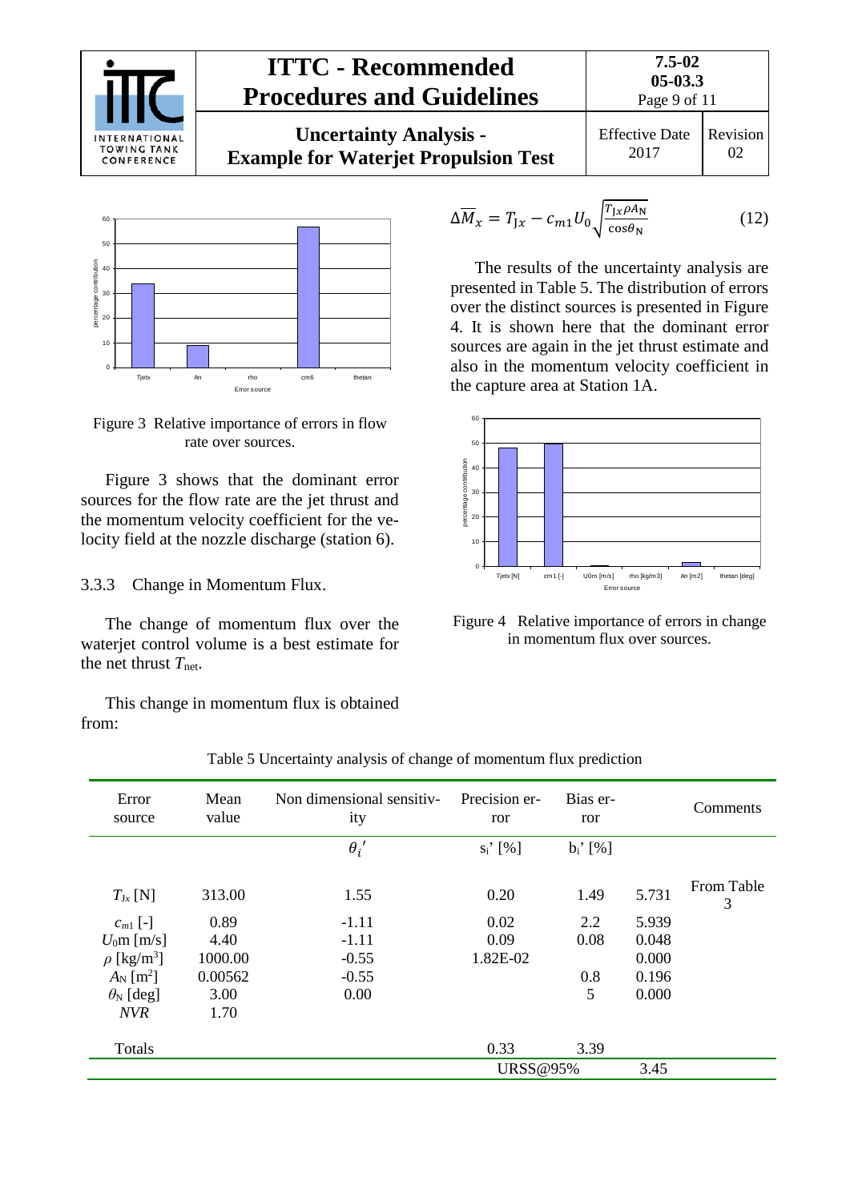Figure 3 Relative importance of errors in flow rate over sources.

Figure 3 shows that the dominant error sources for the flow rate are the jet thrust and the momentum velocity coefficient for the velocity field at the nozzle discharge (station 6).

### 3.3.3 Change in Momentum Flux.

The change of momentum flux over the waterjet control volume is a best estimate for the net thrust $T_{\text{net}}$.

This change in momentum flux is obtained from:

$$\Delta\overline{M}_x = T_{\text{J}x} - c_{m1}U_0\sqrt{\frac{T_{\text{J}x}\rho A_{\text{N}}}{\cos\theta_{\text{N}}}} \tag{12}$$

The results of the uncertainty analysis are presented in Table 5. The distribution of errors over the distinct sources is presented in Figure 4. It is shown here that the dominant error sources are again in the jet thrust estimate and also in the momentum velocity coefficient in the capture area at Station 1A.

Figure 4 Relative importance of errors in change in momentum flux over sources.

Table 5 Uncertainty analysis of change of momentum flux prediction

| Error source | Mean value | Non dimensional sensitivity | Precision error | Bias error | | Comments |
|---|---|---|---|---|---|---|
| | | $\theta_i'$ | $s_i'$ [%] | $b_i'$ [%] | | |
| $T_{\text{J}x}$ [N] | 313.00 | 1.55 | 0.20 | 1.49 | 5.731 | From Table 3 |
| $c_{m1}$ [-] | 0.89 | -1.11 | 0.02 | 2.2 | 5.939 | |
| $U_0$m [m/s] | 4.40 | -1.11 | 0.09 | 0.08 | 0.048 | |
| $\rho$ [kg/m$^3$] | 1000.00 | -0.55 | 1.82E-02 | | 0.000 | |
| $A_{\text{N}}$ [m$^2$] | 0.00562 | -0.55 | | 0.8 | 0.196 | |
| $\theta_{\text{N}}$ [deg] | 3.00 | 0.00 | | 5 | 0.000 | |
| *NVR* | 1.70 | | | | | |
| Totals | | | 0.33 | 3.39 | | |
| | | | URSS@95% | | 3.45 | |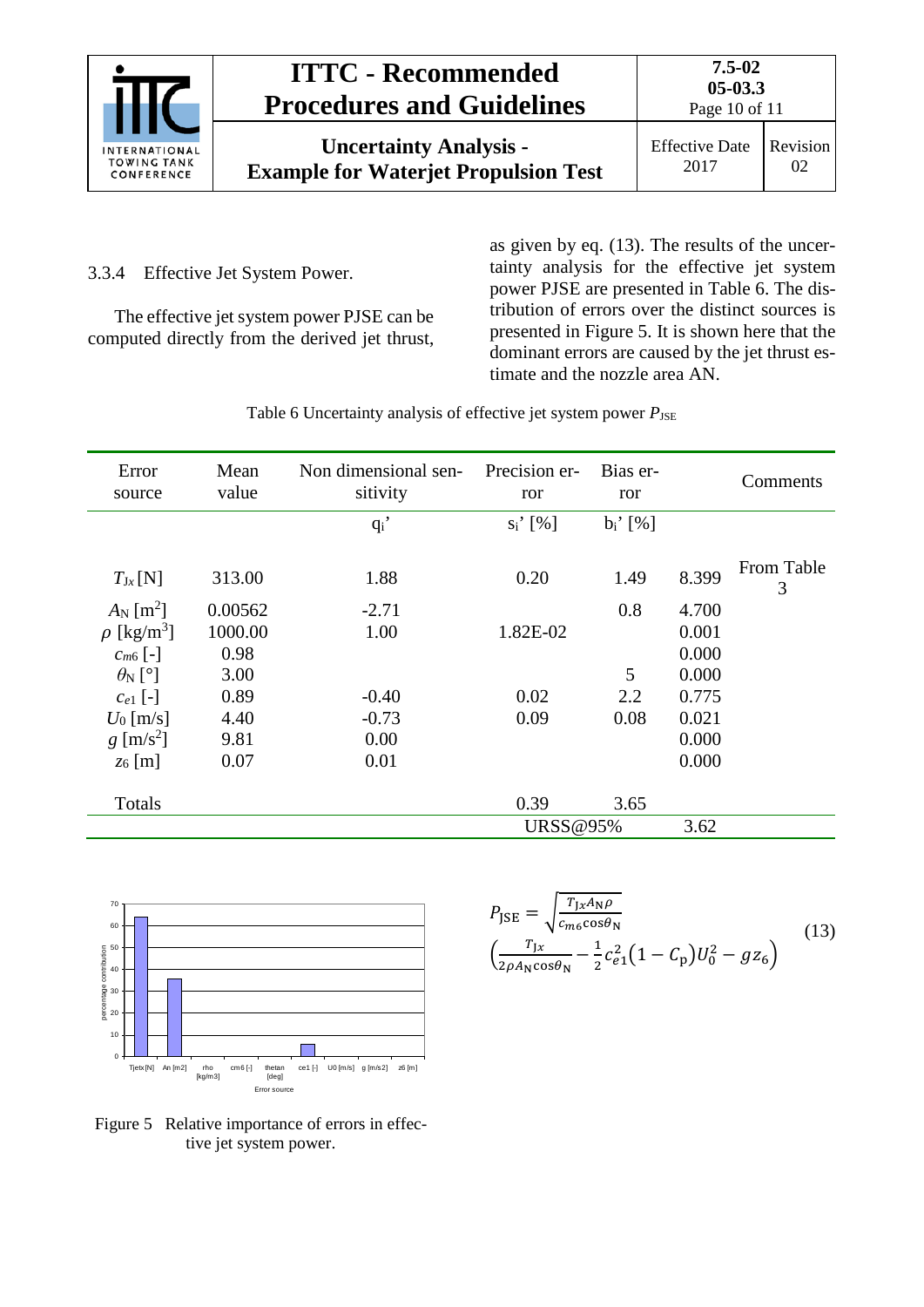### 3.3.4 Effective Jet System Power.

The effective jet system power PJSE can be computed directly from the derived jet thrust, as given by eq. (13). The results of the uncertainty analysis for the effective jet system power PJSE are presented in Table 6. The distribution of errors over the distinct sources is presented in Figure 5. It is shown here that the dominant errors are caused by the jet thrust estimate and the nozzle area AN.

Table 6 Uncertainty analysis of effective jet system power $P_{JSE}$

| Error source | Mean value | Non dimensional sensitivity | Precision error | Bias error | | Comments |
|---|---|---|---|---|---|---|
| | | $q_i$' | $s_i$' [%] | $b_i$' [%] | | |
| $T_{Jx}$ [N] | 313.00 | 1.88 | 0.20 | 1.49 | 8.399 | From Table 3 |
| $A_N$ [m$^2$] | 0.00562 | -2.71 | | 0.8 | 4.700 | |
| $\rho$ [kg/m$^3$] | 1000.00 | 1.00 | 1.82E-02 | | 0.001 | |
| $c_{m6}$ [-] | 0.98 | | | | 0.000 | |
| $\theta_N$ [°] | 3.00 | | | 5 | 0.000 | |
| $c_{e1}$ [-] | 0.89 | -0.40 | 0.02 | 2.2 | 0.775 | |
| $U_0$ [m/s] | 4.40 | -0.73 | 0.09 | 0.08 | 0.021 | |
| $g$ [m/s$^2$] | 9.81 | 0.00 | | | 0.000 | |
| $z_6$ [m] | 0.07 | 0.01 | | | 0.000 | |
| Totals | | | 0.39 | 3.65 | | |
| | | | URSS@95% | | 3.62 | |

$$P_{JSE} = \sqrt{\frac{T_{Jx} A_N \rho}{c_{m6} \cos\theta_N}} \left( \frac{T_{Jx}}{2\rho A_N \cos\theta_N} - \frac{1}{2} c_{e1}^2 \left(1 - C_p\right) U_0^2 - g z_6 \right) \tag{13}$$

Figure 5 Relative importance of errors in effective jet system power.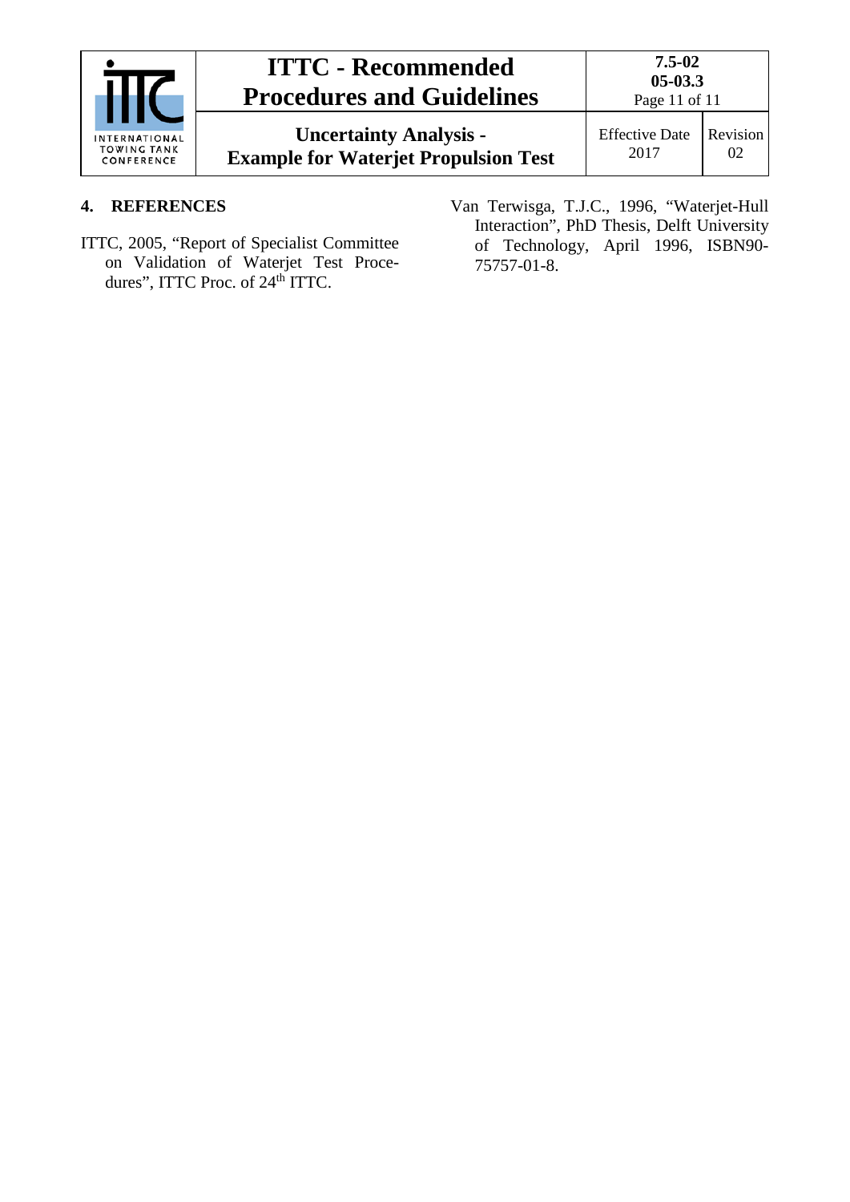## 4. REFERENCES

ITTC, 2005, "Report of Specialist Committee on Validation of Waterjet Test Procedures", ITTC Proc. of 24$^{th}$ ITTC.

Van Terwisga, T.J.C., 1996, "Waterjet-Hull Interaction", PhD Thesis, Delft University of Technology, April 1996, ISBN90-75757-01-8.